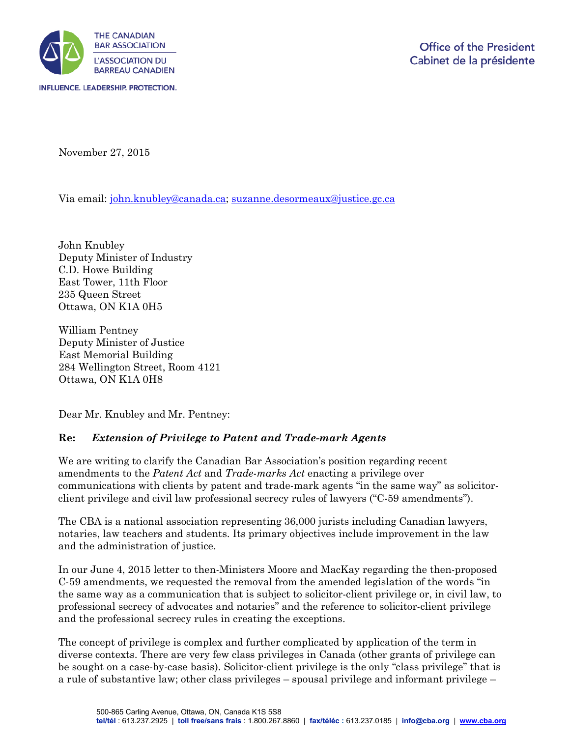THE CANADIAN BAR ASSOCIATION
L'ASSOCIATION DU BARREAU CANADIEN

INFLUENCE. LEADERSHIP. PROTECTION.

Office of the President
Cabinet de la présidente

November 27, 2015

Via email: john.knubley@canada.ca; suzanne.desormeaux@justice.gc.ca

John Knubley
Deputy Minister of Industry
C.D. Howe Building
East Tower, 11th Floor
235 Queen Street
Ottawa, ON K1A 0H5

William Pentney
Deputy Minister of Justice
East Memorial Building
284 Wellington Street, Room 4121
Ottawa, ON K1A 0H8

Dear Mr. Knubley and Mr. Pentney:

**Re: *Extension of Privilege to Patent and Trade-mark Agents***

We are writing to clarify the Canadian Bar Association's position regarding recent amendments to the *Patent Act* and *Trade-marks Act* enacting a privilege over communications with clients by patent and trade-mark agents "in the same way" as solicitor-client privilege and civil law professional secrecy rules of lawyers ("C-59 amendments").

The CBA is a national association representing 36,000 jurists including Canadian lawyers, notaries, law teachers and students. Its primary objectives include improvement in the law and the administration of justice.

In our June 4, 2015 letter to then-Ministers Moore and MacKay regarding the then-proposed C-59 amendments, we requested the removal from the amended legislation of the words "in the same way as a communication that is subject to solicitor-client privilege or, in civil law, to professional secrecy of advocates and notaries" and the reference to solicitor-client privilege and the professional secrecy rules in creating the exceptions.

The concept of privilege is complex and further complicated by application of the term in diverse contexts. There are very few class privileges in Canada (other grants of privilege can be sought on a case-by-case basis). Solicitor-client privilege is the only "class privilege" that is a rule of substantive law; other class privileges – spousal privilege and informant privilege –

500-865 Carling Avenue, Ottawa, ON, Canada K1S 5S8
**tel/tél** : 613.237.2925 | **toll free/sans frais** : 1.800.267.8860 | **fax/téléc** : 613.237.0185 | **info@cba.org** | **www.cba.org**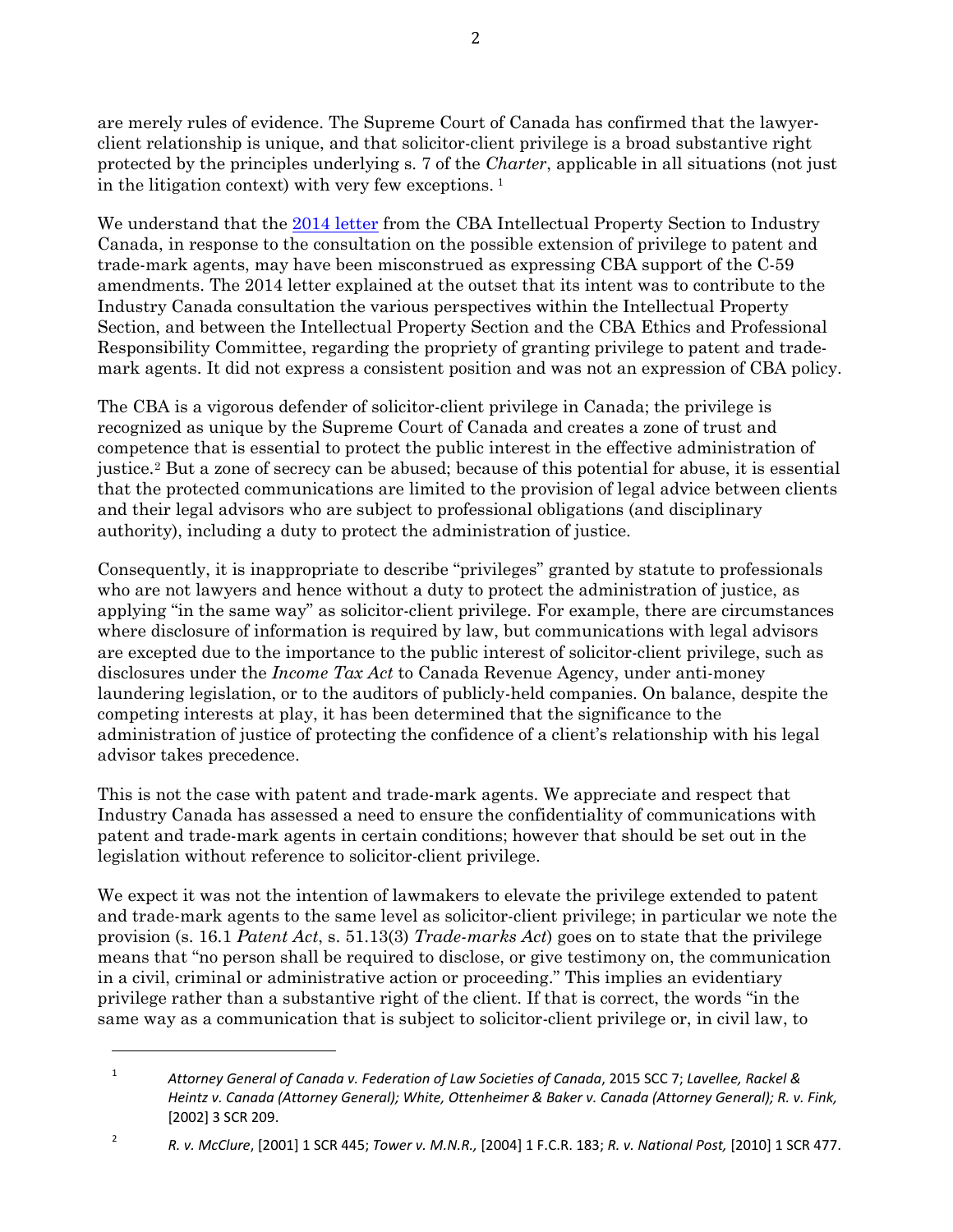are merely rules of evidence. The Supreme Court of Canada has confirmed that the lawyer-client relationship is unique, and that solicitor-client privilege is a broad substantive right protected by the principles underlying s. 7 of the *Charter*, applicable in all situations (not just in the litigation context) with very few exceptions. [1]

We understand that the 2014 letter from the CBA Intellectual Property Section to Industry Canada, in response to the consultation on the possible extension of privilege to patent and trade-mark agents, may have been misconstrued as expressing CBA support of the C-59 amendments. The 2014 letter explained at the outset that its intent was to contribute to the Industry Canada consultation the various perspectives within the Intellectual Property Section, and between the Intellectual Property Section and the CBA Ethics and Professional Responsibility Committee, regarding the propriety of granting privilege to patent and trade-mark agents. It did not express a consistent position and was not an expression of CBA policy.

The CBA is a vigorous defender of solicitor-client privilege in Canada; the privilege is recognized as unique by the Supreme Court of Canada and creates a zone of trust and competence that is essential to protect the public interest in the effective administration of justice.[2] But a zone of secrecy can be abused; because of this potential for abuse, it is essential that the protected communications are limited to the provision of legal advice between clients and their legal advisors who are subject to professional obligations (and disciplinary authority), including a duty to protect the administration of justice.

Consequently, it is inappropriate to describe "privileges" granted by statute to professionals who are not lawyers and hence without a duty to protect the administration of justice, as applying "in the same way" as solicitor-client privilege. For example, there are circumstances where disclosure of information is required by law, but communications with legal advisors are excepted due to the importance to the public interest of solicitor-client privilege, such as disclosures under the *Income Tax Act* to Canada Revenue Agency, under anti-money laundering legislation, or to the auditors of publicly-held companies. On balance, despite the competing interests at play, it has been determined that the significance to the administration of justice of protecting the confidence of a client's relationship with his legal advisor takes precedence.

This is not the case with patent and trade-mark agents. We appreciate and respect that Industry Canada has assessed a need to ensure the confidentiality of communications with patent and trade-mark agents in certain conditions; however that should be set out in the legislation without reference to solicitor-client privilege.

We expect it was not the intention of lawmakers to elevate the privilege extended to patent and trade-mark agents to the same level as solicitor-client privilege; in particular we note the provision (s. 16.1 *Patent Act*, s. 51.13(3) *Trade-marks Act*) goes on to state that the privilege means that "no person shall be required to disclose, or give testimony on, the communication in a civil, criminal or administrative action or proceeding." This implies an evidentiary privilege rather than a substantive right of the client. If that is correct, the words "in the same way as a communication that is subject to solicitor-client privilege or, in civil law, to

---

[1] *Attorney General of Canada v. Federation of Law Societies of Canada*, 2015 SCC 7; *Lavellee, Rackel & Heintz v. Canada (Attorney General); White, Ottenheimer & Baker v. Canada (Attorney General); R. v. Fink,* [2002] 3 SCR 209.

[2] *R. v. McClure*, [2001] 1 SCR 445; *Tower v. M.N.R.,* [2004] 1 F.C.R. 183; *R. v. National Post,* [2010] 1 SCR 477.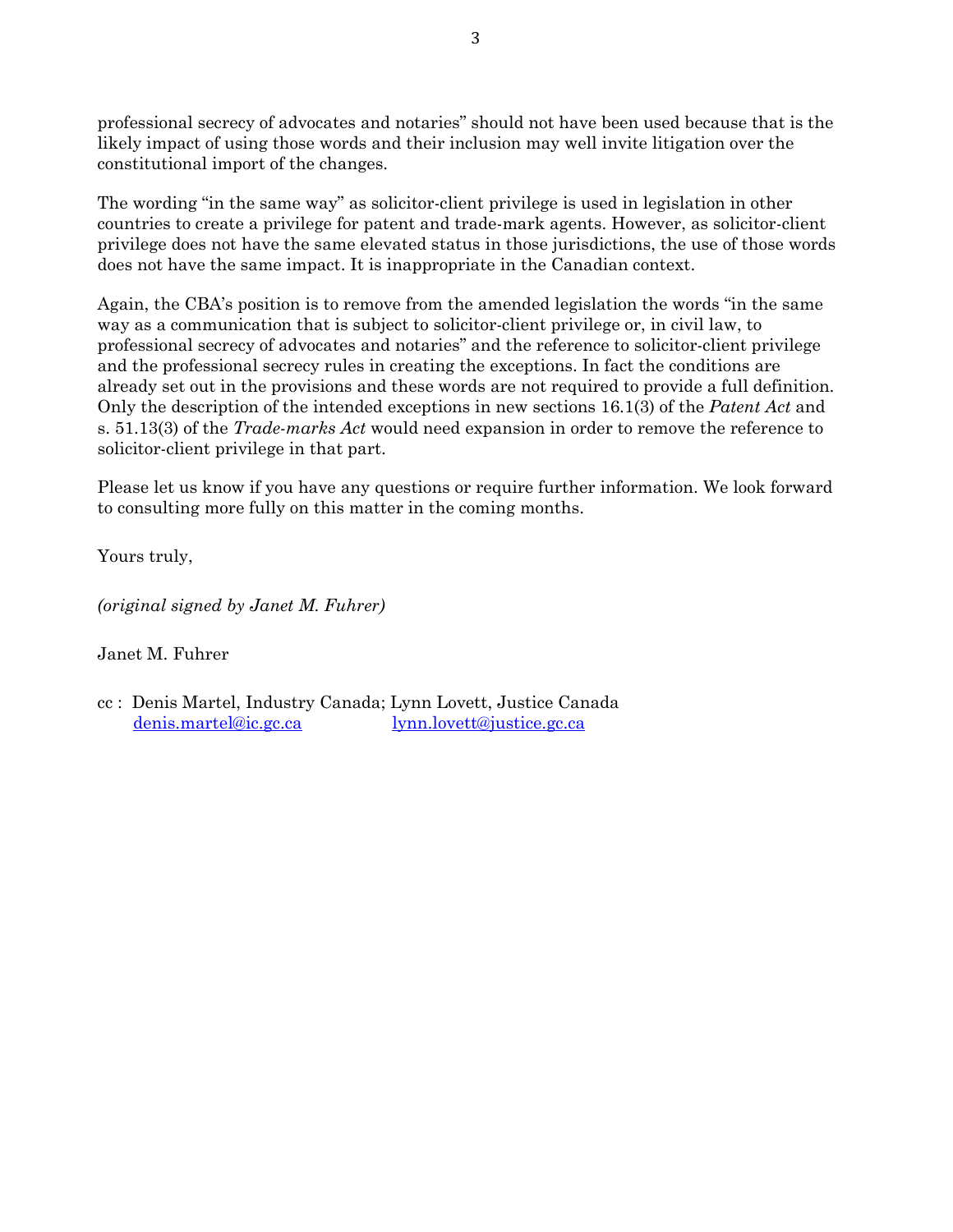professional secrecy of advocates and notaries" should not have been used because that is the likely impact of using those words and their inclusion may well invite litigation over the constitutional import of the changes.

The wording "in the same way" as solicitor-client privilege is used in legislation in other countries to create a privilege for patent and trade-mark agents. However, as solicitor-client privilege does not have the same elevated status in those jurisdictions, the use of those words does not have the same impact. It is inappropriate in the Canadian context.

Again, the CBA's position is to remove from the amended legislation the words "in the same way as a communication that is subject to solicitor-client privilege or, in civil law, to professional secrecy of advocates and notaries" and the reference to solicitor-client privilege and the professional secrecy rules in creating the exceptions. In fact the conditions are already set out in the provisions and these words are not required to provide a full definition. Only the description of the intended exceptions in new sections 16.1(3) of the *Patent Act* and s. 51.13(3) of the *Trade-marks Act* would need expansion in order to remove the reference to solicitor-client privilege in that part.

Please let us know if you have any questions or require further information. We look forward to consulting more fully on this matter in the coming months.

Yours truly,

*(original signed by Janet M. Fuhrer)*

Janet M. Fuhrer

cc : Denis Martel, Industry Canada; Lynn Lovett, Justice Canada
denis.martel@ic.gc.ca lynn.lovett@justice.gc.ca